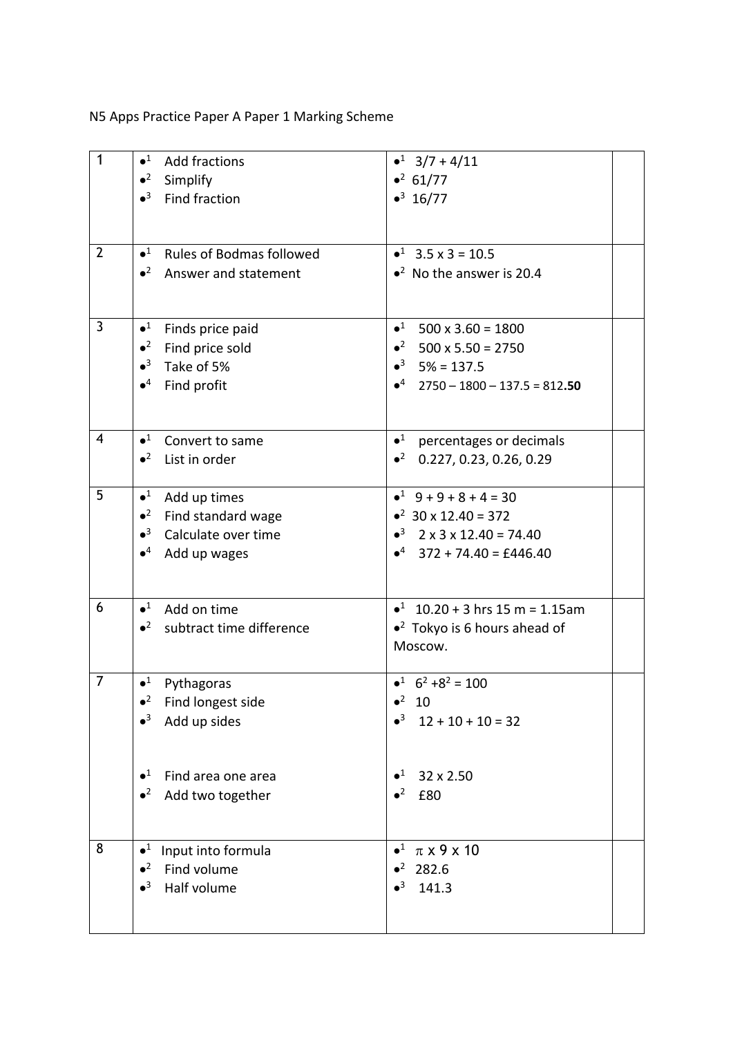N5 Apps Practice Paper A Paper 1 Marking Scheme

| | | | |
|---|---|---|---|
| 1 | •[1] Add fractions<br>•[2] Simplify<br>•[3] Find fraction | •[1] 3/7 + 4/11<br>•[2] 61/77<br>•[3] 16/77 | |
| 2 | •[1] Rules of Bodmas followed<br>•[2] Answer and statement | •[1] 3.5 x 3 = 10.5<br>•[2] No the answer is 20.4 | |
| 3 | •[1] Finds price paid<br>•[2] Find price sold<br>•[3] Take of 5%<br>•[4] Find profit | •[1] 500 x 3.60 = 1800<br>•[2] 500 x 5.50 = 2750<br>•[3] 5% = 137.5<br>•[4] 2750 – 1800 – 137.5 = 812.**50** | |
| 4 | •[1] Convert to same<br>•[2] List in order | •[1] percentages or decimals<br>•[2] 0.227, 0.23, 0.26, 0.29 | |
| 5 | •[1] Add up times<br>•[2] Find standard wage<br>•[3] Calculate over time<br>•[4] Add up wages | •[1] 9 + 9 + 8 + 4 = 30<br>•[2] 30 x 12.40 = 372<br>•[3] 2 x 3 x 12.40 = 74.40<br>•[4] 372 + 74.40 = £446.40 | |
| 6 | •[1] Add on time<br>•[2] subtract time difference | •[1] 10.20 + 3 hrs 15 m = 1.15am<br>•[2] Tokyo is 6 hours ahead of Moscow. | |
| 7 | •[1] Pythagoras<br>•[2] Find longest side<br>•[3] Add up sides<br><br>•[1] Find area one area<br>•[2] Add two together | •[1] $6^2 + 8^2 = 100$<br>•[2] 10<br>•[3] 12 + 10 + 10 = 32<br><br>•[1] 32 x 2.50<br>•[2] £80 | |
| 8 | •[1] Input into formula<br>•[2] Find volume<br>•[3] Half volume | •[1] $\pi$ x 9 x 10<br>•[2] 282.6<br>•[3] 141.3 | |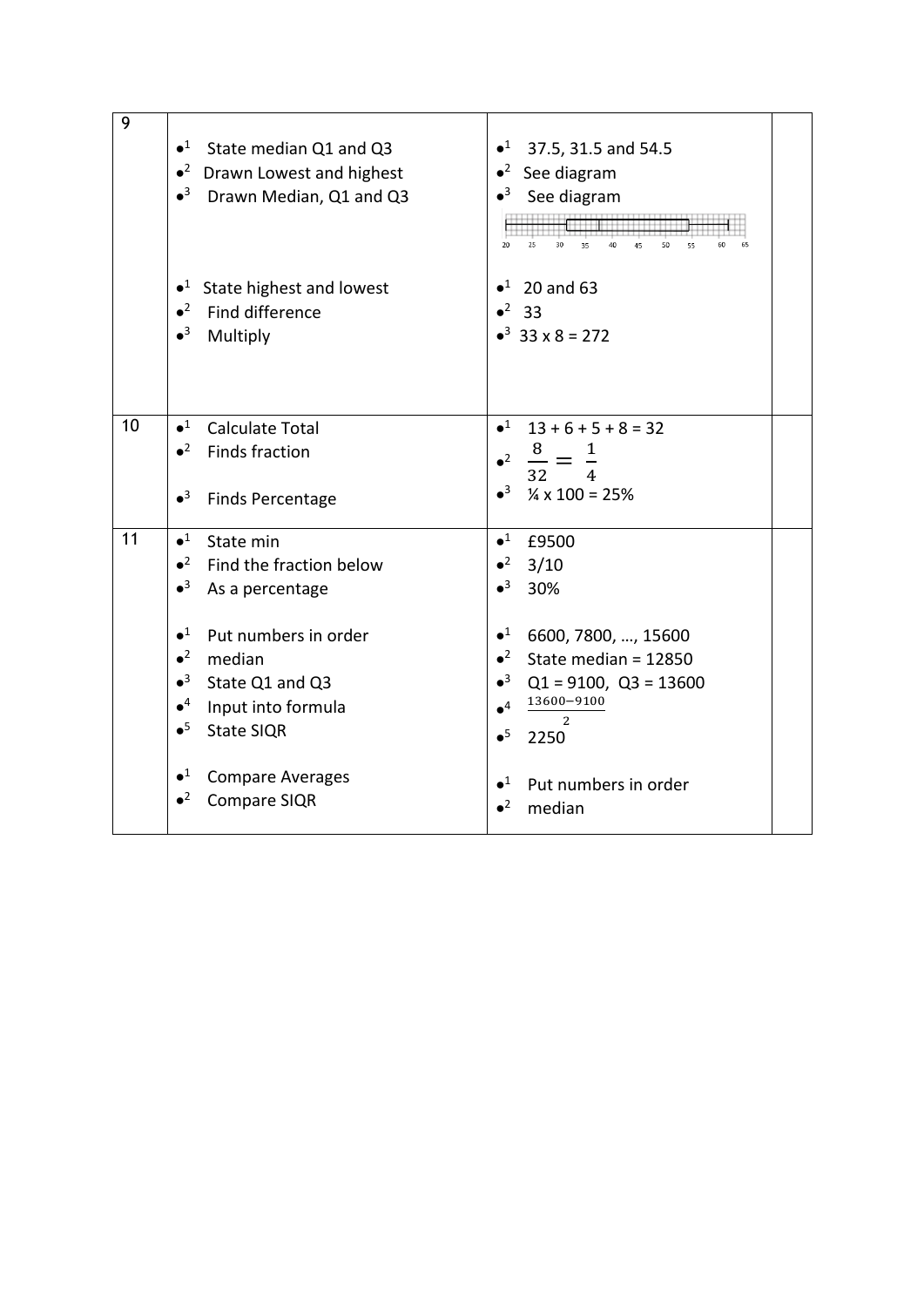| | | | |
|---|---|---|---|
| 9 | •[1] State median Q1 and Q3<br>•[2] Drawn Lowest and highest<br>•[3] Drawn Median, Q1 and Q3<br><br>•[1] State highest and lowest<br>•[2] Find difference<br>•[3] Multiply | •[1] 37.5, 31.5 and 54.5<br>•[2] See diagram<br>•[3] See diagram<br>20 25 30 35 40 45 50 55 60 65<br><br>•[1] 20 and 63<br>•[2] 33<br>•[3] 33 x 8 = 272 | |
| 10 | •[1] Calculate Total<br>•[2] Finds fraction<br>•[3] Finds Percentage | •[1] 13 + 6 + 5 + 8 = 32<br>•[2] $\frac{8}{32} = \frac{1}{4}$<br>•[3] ¼ x 100 = 25% | |
| 11 | •[1] State min<br>•[2] Find the fraction below<br>•[3] As a percentage<br><br>•[1] Put numbers in order<br>•[2] median<br>•[3] State Q1 and Q3<br>•[4] Input into formula<br>•[5] State SIQR<br><br>•[1] Compare Averages<br>•[2] Compare SIQR | •[1] £9500<br>•[2] 3/10<br>•[3] 30%<br><br>•[1] 6600, 7800, …, 15600<br>•[2] State median = 12850<br>•[3] Q1 = 9100, Q3 = 13600<br>•[4] $\frac{13600-9100}{2}$<br>•[5] 2250<br><br>•[1] Put numbers in order<br>•[2] median | |